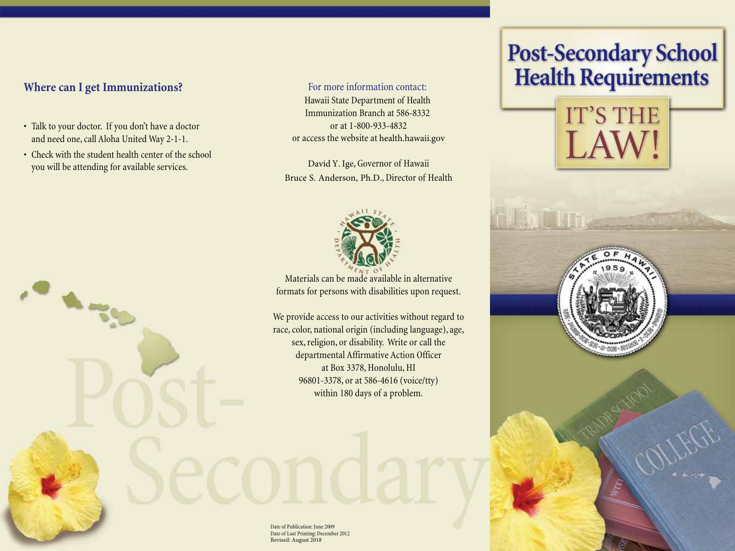## Where can I get Immunizations?

- Talk to your doctor. If you don't have a doctor and need one, call Aloha United Way 2-1-1.
- Check with the student health center of the school you will be attending for available services.

For more information contact:
Hawaii State Department of Health
Immunization Branch at 586-8332
or at 1-800-933-4832
or access the website at health.hawaii.gov

David Y. Ige, Governor of Hawaii
Bruce S. Anderson, Ph.D., Director of Health

Materials can be made available in alternative formats for persons with disabilities upon request.

We provide access to our activities without regard to race, color, national origin (including language), age, sex, religion, or disability. Write or call the departmental Affirmative Action Officer at Box 3378, Honolulu, HI 96801-3378, or at 586-4616 (voice/tty) within 180 days of a problem.

Date of Publication: June 2009
Date of Last Printing: December 2012
Revised: August 2018

# Post-Secondary School Health Requirements

## IT'S THE LAW!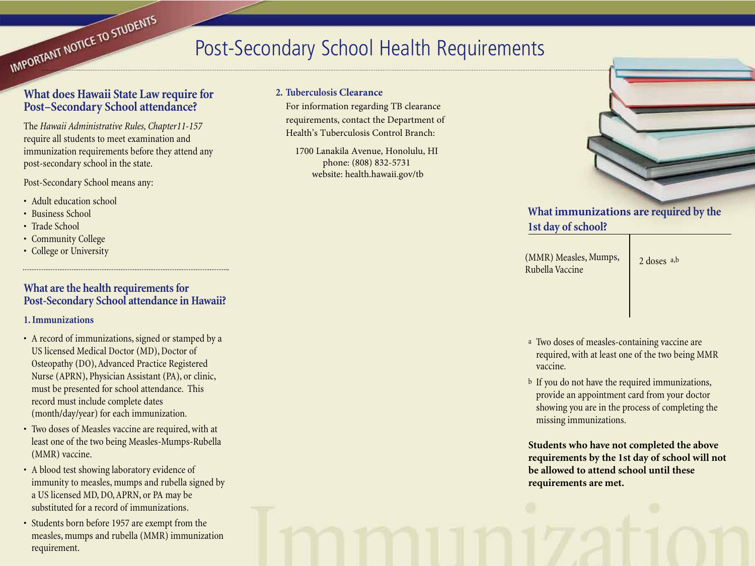IMPORTANT NOTICE TO STUDENTS

# Post-Secondary School Health Requirements

## What does Hawaii State Law require for Post–Secondary School attendance?

The *Hawaii Administrative Rules, Chapter11-157* require all students to meet examination and immunization requirements before they attend any post-secondary school in the state.

Post-Secondary School means any:

- Adult education school
- Business School
- Trade School
- Community College
- College or University

## What are the health requirements for Post-Secondary School attendance in Hawaii?

### 1. Immunizations

- A record of immunizations, signed or stamped by a US licensed Medical Doctor (MD), Doctor of Osteopathy (DO), Advanced Practice Registered Nurse (APRN), Physician Assistant (PA), or clinic, must be presented for school attendance. This record must include complete dates (month/day/year) for each immunization.
- Two doses of Measles vaccine are required, with at least one of the two being Measles-Mumps-Rubella (MMR) vaccine.
- A blood test showing laboratory evidence of immunity to measles, mumps and rubella signed by a US licensed MD, DO, APRN, or PA may be substituted for a record of immunizations.
- Students born before 1957 are exempt from the measles, mumps and rubella (MMR) immunization requirement.

### 2. Tuberculosis Clearance

For information regarding TB clearance requirements, contact the Department of Health's Tuberculosis Control Branch:

1700 Lanakila Avenue, Honolulu, HI
phone: (808) 832-5731
website: health.hawaii.gov/tb

## What immunizations are required by the 1st day of school?

| | |
|---|---|
| (MMR) Measles, Mumps, Rubella Vaccine | 2 doses [a,b] |

[a] Two doses of measles-containing vaccine are required, with at least one of the two being MMR vaccine.

[b] If you do not have the required immunizations, provide an appointment card from your doctor showing you are in the process of completing the missing immunizations.

**Students who have not completed the above requirements by the 1st day of school will not be allowed to attend school until these requirements are met.**

Immunization